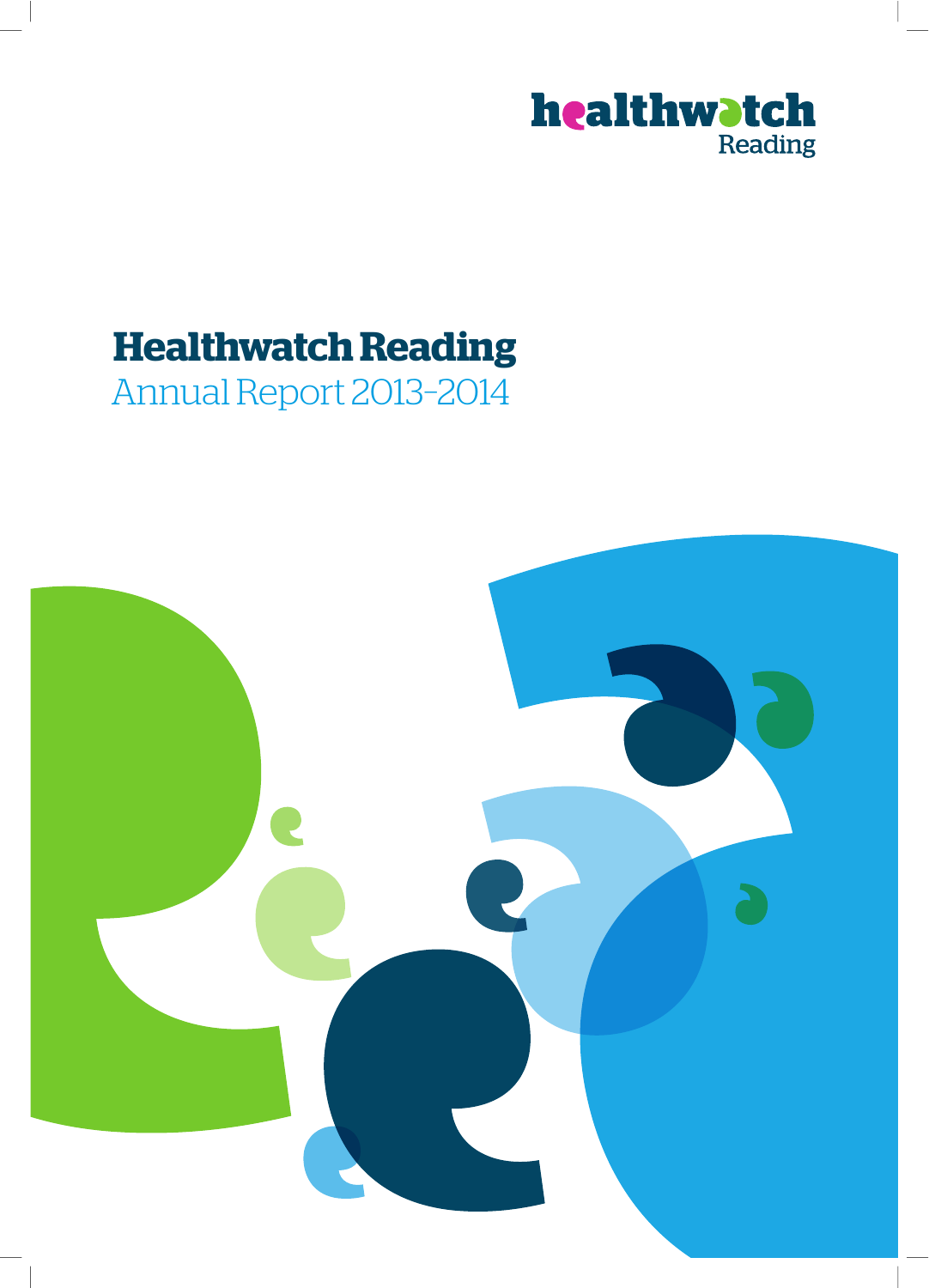healthwatch Reading

# Healthwatch Reading

## Annual Report 2013-2014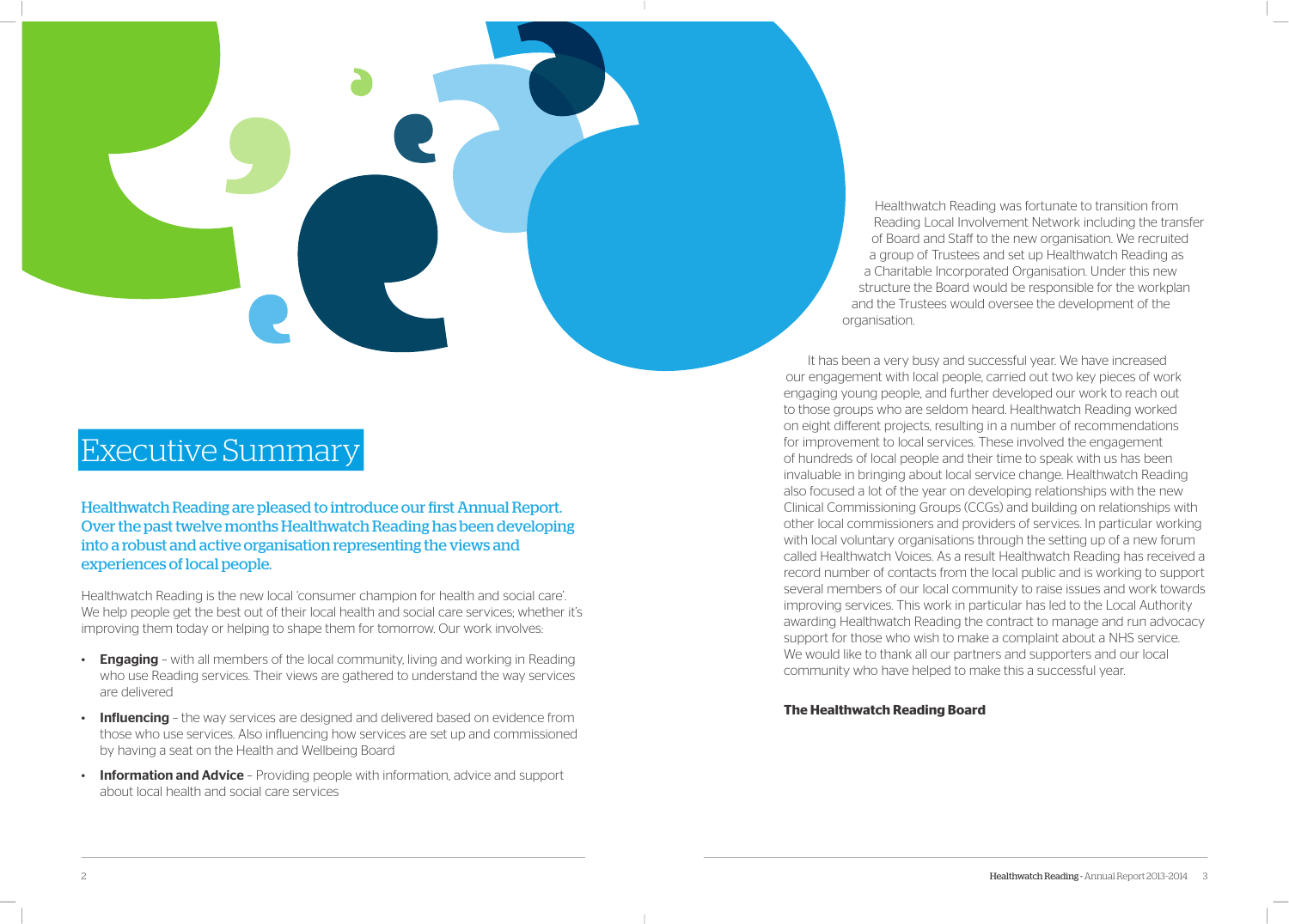# Executive Summary

Healthwatch Reading are pleased to introduce our first Annual Report. Over the past twelve months Healthwatch Reading has been developing into a robust and active organisation representing the views and experiences of local people.

Healthwatch Reading is the new local 'consumer champion for health and social care'. We help people get the best out of their local health and social care services; whether it's improving them today or helping to shape them for tomorrow. Our work involves:

- **Engaging** – with all members of the local community, living and working in Reading who use Reading services. Their views are gathered to understand the way services are delivered
- **Influencing** – the way services are designed and delivered based on evidence from those who use services. Also influencing how services are set up and commissioned by having a seat on the Health and Wellbeing Board
- **Information and Advice** – Providing people with information, advice and support about local health and social care services

Healthwatch Reading was fortunate to transition from Reading Local Involvement Network including the transfer of Board and Staff to the new organisation. We recruited a group of Trustees and set up Healthwatch Reading as a Charitable Incorporated Organisation. Under this new structure the Board would be responsible for the workplan and the Trustees would oversee the development of the organisation.

It has been a very busy and successful year. We have increased our engagement with local people, carried out two key pieces of work engaging young people, and further developed our work to reach out to those groups who are seldom heard. Healthwatch Reading worked on eight different projects, resulting in a number of recommendations for improvement to local services. These involved the engagement of hundreds of local people and their time to speak with us has been invaluable in bringing about local service change. Healthwatch Reading also focused a lot of the year on developing relationships with the new Clinical Commissioning Groups (CCGs) and building on relationships with other local commissioners and providers of services. In particular working with local voluntary organisations through the setting up of a new forum called Healthwatch Voices. As a result Healthwatch Reading has received a record number of contacts from the local public and is working to support several members of our local community to raise issues and work towards improving services. This work in particular has led to the Local Authority awarding Healthwatch Reading the contract to manage and run advocacy support for those who wish to make a complaint about a NHS service. We would like to thank all our partners and supporters and our local community who have helped to make this a successful year.

**The Healthwatch Reading Board**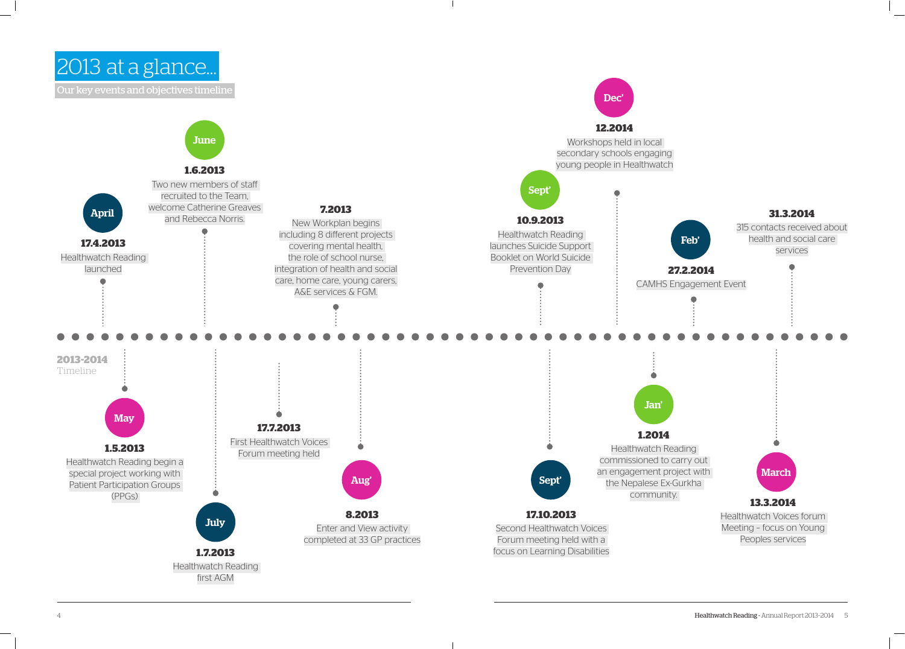# 2013 at a glance...

Our key events and objectives timeline

**2013-2014**
Timeline

**April**
**17.4.2013**
Healthwatch Reading launched

**May**
**1.5.2013**
Healthwatch Reading begin a special project working with Patient Participation Groups (PPGs)

**June**
**1.6.2013**
Two new members of staff recruited to the Team, welcome Catherine Greaves and Rebecca Norris.

**July**
**1.7.2013**
Healthwatch Reading first AGM

**7.2013**
New Workplan begins including 8 different projects covering mental health, the role of school nurse, integration of health and social care, home care, young carers, A&E services & FGM.

**17.7.2013**
First Healthwatch Voices Forum meeting held

**Aug'**
**8.2013**
Enter and View activity completed at 33 GP practices

**Sept'**
**10.9.2013**
Healthwatch Reading launches Suicide Support Booklet on World Suicide Prevention Day

**Sept'**
**17.10.2013**
Second Healthwatch Voices Forum meeting held with a focus on Learning Disabilities

**Dec'**
**12.2014**
Workshops held in local secondary schools engaging young people in Healthwatch

**Jan'**
**1.2014**
Healthwatch Reading commissioned to carry out an engagement project with the Nepalese Ex-Gurkha community.

**Feb'**
**27.2.2014**
CAMHS Engagement Event

**March**
**13.3.2014**
Healthwatch Voices forum Meeting - focus on Young Peoples services

**31.3.2014**
315 contacts received about health and social care services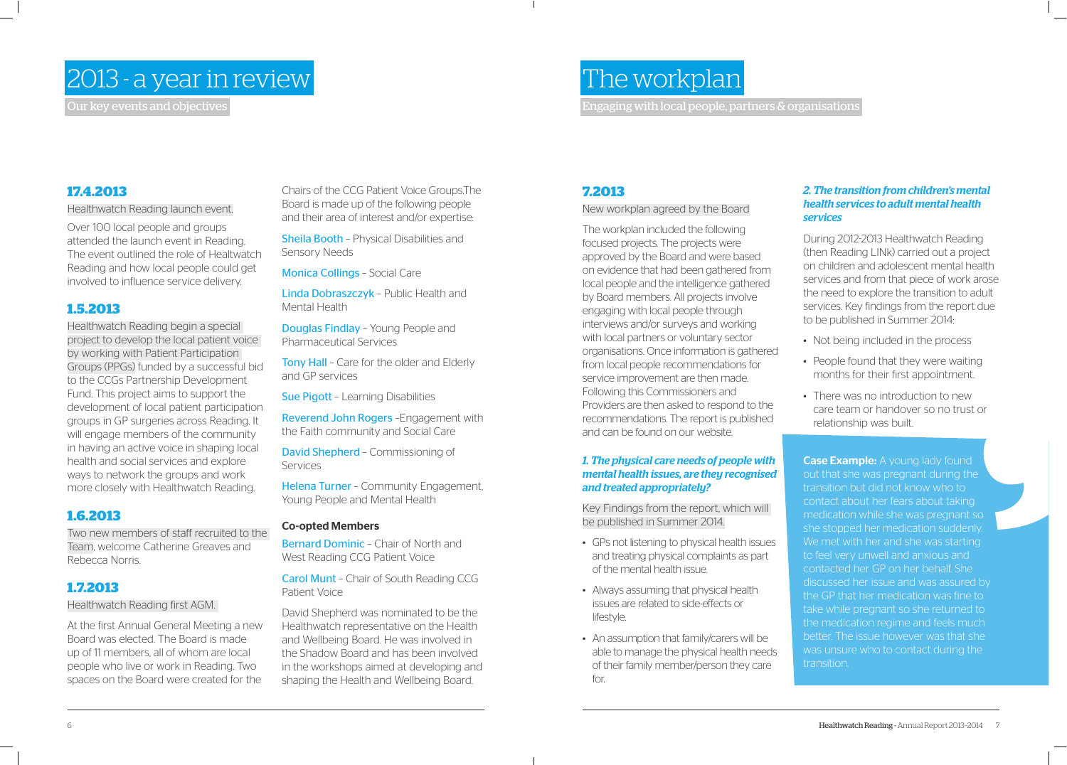# 2013 - a year in review

Our key events and objectives

### 17.4.2013

Healthwatch Reading launch event.

Over 100 local people and groups attended the launch event in Reading. The event outlined the role of Healtwatch Reading and how local people could get involved to influence service delivery.

### 1.5.2013

Healthwatch Reading begin a special project to develop the local patient voice by working with Patient Participation Groups (PPGs) funded by a successful bid to the CCGs Partnership Development Fund. This project aims to support the development of local patient participation groups in GP surgeries across Reading. It will engage members of the community in having an active voice in shaping local health and social services and explore ways to network the groups and work more closely with Healthwatch Reading.

### 1.6.2013

Two new members of staff recruited to the Team, welcome Catherine Greaves and Rebecca Norris.

### 1.7.2013

Healthwatch Reading first AGM.

At the first Annual General Meeting a new Board was elected. The Board is made up of 11 members, all of whom are local people who live or work in Reading. Two spaces on the Board were created for the Chairs of the CCG Patient Voice Groups.The Board is made up of the following people and their area of interest and/or expertise:

Sheila Booth – Physical Disabilities and Sensory Needs

Monica Collings – Social Care

Linda Dobraszczyk – Public Health and Mental Health

Douglas Findlay – Young People and Pharmaceutical Services

Tony Hall – Care for the older and Elderly and GP services

Sue Pigott – Learning Disabilities

Reverend John Rogers –Engagement with the Faith community and Social Care

David Shepherd – Commissioning of Services

Helena Turner – Community Engagement, Young People and Mental Health

**Co-opted Members**

Bernard Dominic – Chair of North and West Reading CCG Patient Voice

Carol Munt – Chair of South Reading CCG Patient Voice

David Shepherd was nominated to be the Healthwatch representative on the Health and Wellbeing Board. He was involved in the Shadow Board and has been involved in the workshops aimed at developing and shaping the Health and Wellbeing Board.

# The workplan

Engaging with local people, partners & organisations

### 7.2013

New workplan agreed by the Board

The workplan included the following focused projects. The projects were approved by the Board and were based on evidence that had been gathered from local people and the intelligence gathered by Board members. All projects involve engaging with local people through interviews and/or surveys and working with local partners or voluntary sector organisations. Once information is gathered from local people recommendations for service improvement are then made. Following this Commissioners and Providers are then asked to respond to the recommendations. The report is published and can be found on our website.

***1. The physical care needs of people with mental health issues, are they recognised and treated appropriately?***

Key Findings from the report, which will be published in Summer 2014.

- GPs not listening to physical health issues and treating physical complaints as part of the mental health issue.
- Always assuming that physical health issues are related to side-effects or lifestyle.
- An assumption that family/carers will be able to manage the physical health needs of their family member/person they care for.

***2. The transition from children's mental health services to adult mental health services***

During 2012-2013 Healthwatch Reading (then Reading LINk) carried out a project on children and adolescent mental health services and from that piece of work arose the need to explore the transition to adult services. Key findings from the report due to be published in Summer 2014:

- Not being included in the process
- People found that they were waiting months for their first appointment.
- There was no introduction to new care team or handover so no trust or relationship was built.

**Case Example:** A young lady found out that she was pregnant during the transition but did not know who to contact about her fears about taking medication while she was pregnant so she stopped her medication suddenly. We met with her and she was starting to feel very unwell and anxious and contacted her GP on her behalf. She discussed her issue and was assured by the GP that her medication was fine to take while pregnant so she returned to the medication regime and feels much better. The issue however was that she was unsure who to contact during the transition.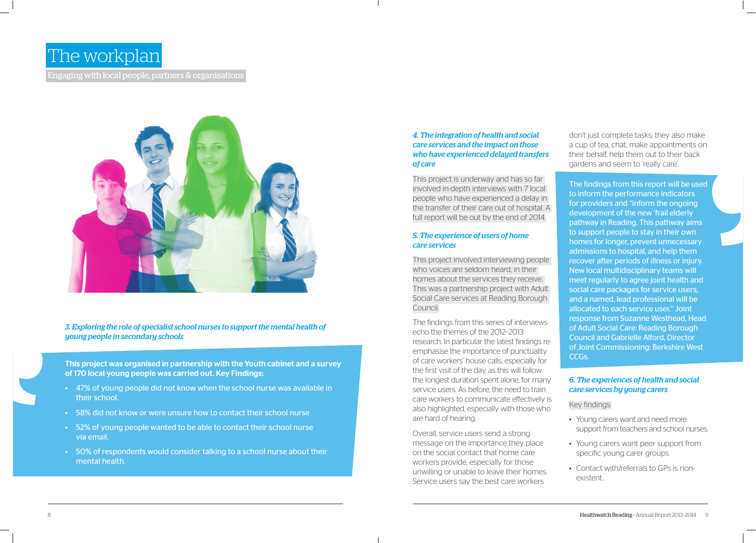# The workplan

Engaging with local people, partners & organisations

*3. Exploring the role of specialist school nurses to support the mental health of young people in secondary schools*

**This project was organised in partnership with the Youth cabinet and a survey of 170 local young people was carried out. Key Findings:**

- 47% of young people did not know when the school nurse was available in their school.
- 58% did not know or were unsure how to contact their school nurse
- 52% of young people wanted to be able to contact their school nurse via email.
- 50% of respondents would consider talking to a school nurse about their mental health.

*4. The integration of health and social care services and the impact on those who have experienced delayed transfers of care*

This project is underway and has so far involved in-depth interviews with 7 local people who have experienced a delay in the transfer of their care out of hospital. A full report will be out by the end of 2014.

*5. The experience of users of home care services*

This project involved interviewing people who voices are seldom heard, in their homes about the services they receive. This was a partnership project with Adult Social Care services at Reading Borough Council.

The findings from this series of interviews echo the themes of the 2012-2013 research. In particular the latest findings re-emphasise the importance of punctuality of care workers' house calls, especially for the first visit of the day, as this will follow the longest duration spent alone, for many service users. As before, the need to train care workers to communicate effectively is also highlighted, especially with those who are hard of hearing.

Overall, service users send a strong message on the importance they place on the social contact that home care workers provide, especially for those unwilling or unable to leave their homes. Service users say the best care workers don't just complete tasks; they also make a cup of tea, chat, make appointments on their behalf, help them out to their back gardens and seem to 'really care'.

The findings from this report will be used to inform the performance indicators for providers and "inform the ongoing development of the new 'frail elderly pathway in Reading. This pathway aims to support people to stay in their own homes for longer, prevent unnecessary admissions to hospital, and help them recover after periods of illness or injury. New local multidisciplinary teams will meet regularly to agree joint health and social care packages for service users, and a named, lead professional will be allocated to each service user." Joint response from Suzanne Westhead, Head of Adult Social Care: Reading Borough Council and Gabrielle Alford, Director of Joint Commissioning: Berkshire West CCGs.

*6. The experiences of health and social care services by young carers*

Key findings:

- Young carers want and need more support from teachers and school nurses.
- Young carers want peer support from specific young carer groups.
- Contact with/referrals to GPs is non-existent.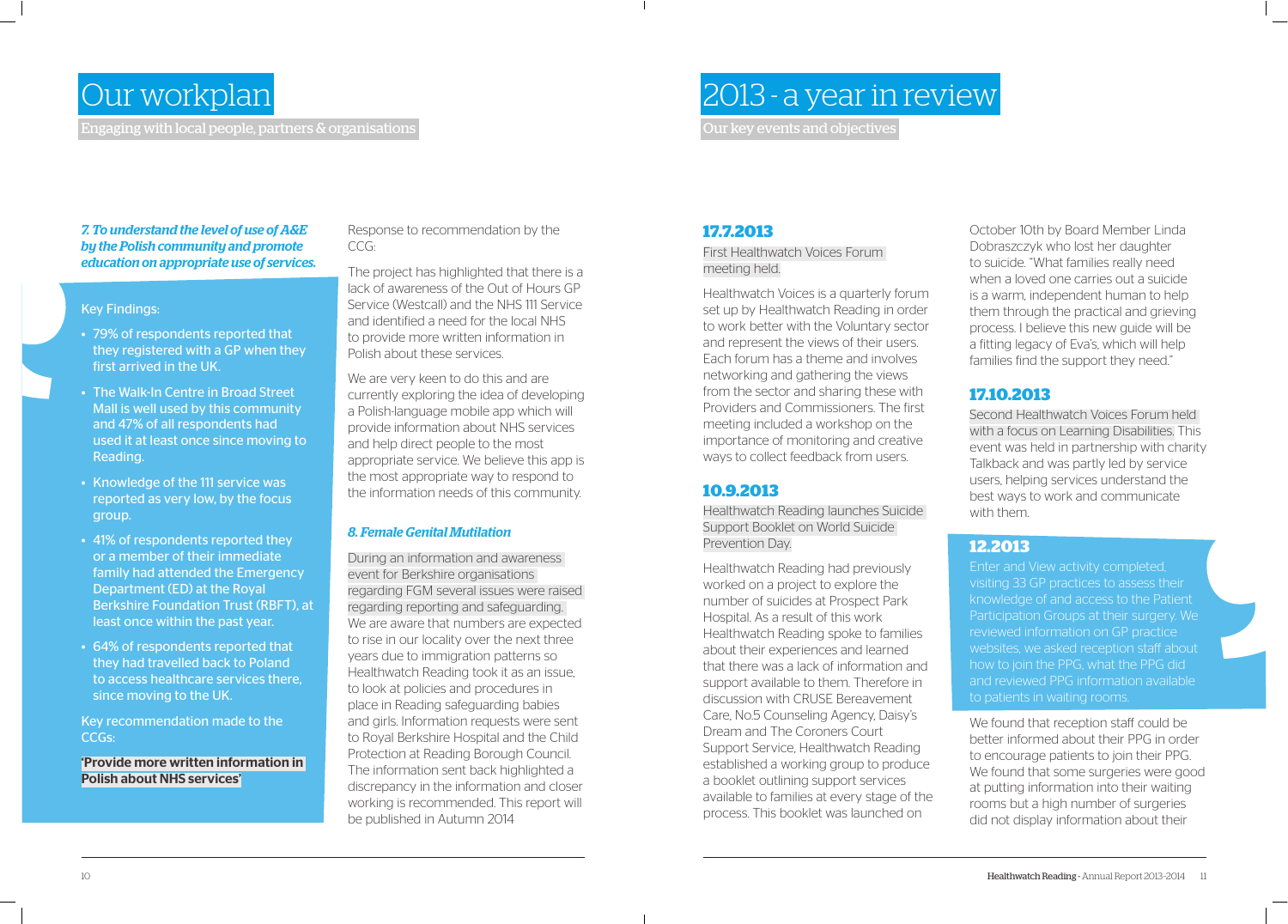# Our workplan

Engaging with local people, partners & organisations

***7. To understand the level of use of A&E by the Polish community and promote education on appropriate use of services.***

Key Findings:

- 79% of respondents reported that they registered with a GP when they first arrived in the UK.
- The Walk-In Centre in Broad Street Mall is well used by this community and 47% of all respondents had used it at least once since moving to Reading.
- Knowledge of the 111 service was reported as very low, by the focus group.
- 41% of respondents reported they or a member of their immediate family had attended the Emergency Department (ED) at the Royal Berkshire Foundation Trust (RBFT), at least once within the past year.
- 64% of respondents reported that they had travelled back to Poland to access healthcare services there, since moving to the UK.

Key recommendation made to the CCGs:

**'Provide more written information in Polish about NHS services'**

Response to recommendation by the CCG:

The project has highlighted that there is a lack of awareness of the Out of Hours GP Service (Westcall) and the NHS 111 Service and identified a need for the local NHS to provide more written information in Polish about these services.

We are very keen to do this and are currently exploring the idea of developing a Polish-language mobile app which will provide information about NHS services and help direct people to the most appropriate service. We believe this app is the most appropriate way to respond to the information needs of this community.

***8. Female Genital Mutilation***

During an information and awareness event for Berkshire organisations regarding FGM several issues were raised regarding reporting and safeguarding. We are aware that numbers are expected to rise in our locality over the next three years due to immigration patterns so Healthwatch Reading took it as an issue, to look at policies and procedures in place in Reading safeguarding babies and girls. Information requests were sent to Royal Berkshire Hospital and the Child Protection at Reading Borough Council. The information sent back highlighted a discrepancy in the information and closer working is recommended. This report will be published in Autumn 2014

# 2013 - a year in review

Our key events and objectives

### 17.7.2013

First Healthwatch Voices Forum meeting held.

Healthwatch Voices is a quarterly forum set up by Healthwatch Reading in order to work better with the Voluntary sector and represent the views of their users. Each forum has a theme and involves networking and gathering the views from the sector and sharing these with Providers and Commissioners. The first meeting included a workshop on the importance of monitoring and creative ways to collect feedback from users.

### 10.9.2013

Healthwatch Reading launches Suicide Support Booklet on World Suicide Prevention Day.

Healthwatch Reading had previously worked on a project to explore the number of suicides at Prospect Park Hospital. As a result of this work Healthwatch Reading spoke to families about their experiences and learned that there was a lack of information and support available to them. Therefore in discussion with CRUSE Bereavement Care, No.5 Counseling Agency, Daisy's Dream and The Coroners Court Support Service, Healthwatch Reading established a working group to produce a booklet outlining support services available to families at every stage of the process. This booklet was launched on October 10th by Board Member Linda Dobraszczyk who lost her daughter to suicide. "What families really need when a loved one carries out a suicide is a warm, independent human to help them through the practical and grieving process. I believe this new guide will be a fitting legacy of Eva's, which will help families find the support they need."

### 17.10.2013

Second Healthwatch Voices Forum held with a focus on Learning Disabilities. This event was held in partnership with charity Talkback and was partly led by service users, helping services understand the best ways to work and communicate with them.

### 12.2013

Enter and View activity completed, visiting 33 GP practices to assess their knowledge of and access to the Patient Participation Groups at their surgery. We reviewed information on GP practice websites, we asked reception staff about how to join the PPG, what the PPG did and reviewed PPG information available to patients in waiting rooms.

We found that reception staff could be better informed about their PPG in order to encourage patients to join their PPG. We found that some surgeries were good at putting information into their waiting rooms but a high number of surgeries did not display information about their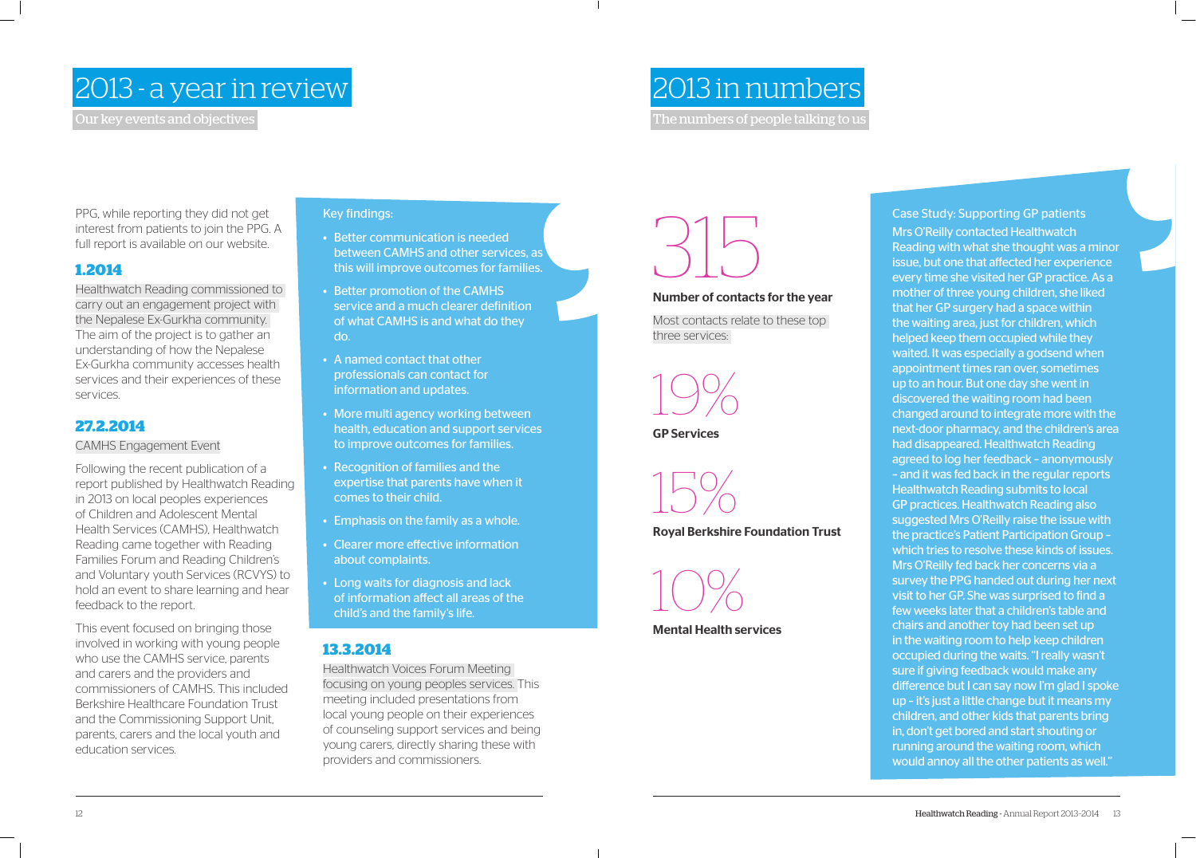# 2013 - a year in review

Our key events and objectives

PPG, while reporting they did not get interest from patients to join the PPG. A full report is available on our website.

### 1.2014

Healthwatch Reading commissioned to carry out an engagement project with the Nepalese Ex-Gurkha community. The aim of the project is to gather an understanding of how the Nepalese Ex-Gurkha community accesses health services and their experiences of these services.

### 27.2.2014

CAMHS Engagement Event

Following the recent publication of a report published by Healthwatch Reading in 2013 on local peoples experiences of Children and Adolescent Mental Health Services (CAMHS), Healthwatch Reading came together with Reading Families Forum and Reading Children's and Voluntary youth Services (RCVYS) to hold an event to share learning and hear feedback to the report.

This event focused on bringing those involved in working with young people who use the CAMHS service, parents and carers and the providers and commissioners of CAMHS. This included Berkshire Healthcare Foundation Trust and the Commissioning Support Unit, parents, carers and the local youth and education services.

Key findings:

- Better communication is needed between CAMHS and other services, as this will improve outcomes for families.
- Better promotion of the CAMHS service and a much clearer definition of what CAMHS is and what do they do.
- A named contact that other professionals can contact for information and updates.
- More multi agency working between health, education and support services to improve outcomes for families.
- Recognition of families and the expertise that parents have when it comes to their child.
- Emphasis on the family as a whole.
- Clearer more effective information about complaints.
- Long waits for diagnosis and lack of information affect all areas of the child's and the family's life.

### 13.3.2014

Healthwatch Voices Forum Meeting focusing on young peoples services. This meeting included presentations from local young people on their experiences of counseling support services and being young carers, directly sharing these with providers and commissioners.

# 2013 in numbers

The numbers of people talking to us

315

**Number of contacts for the year**

Most contacts relate to these top three services:

19%

**GP Services**

15%

**Royal Berkshire Foundation Trust**

10%

**Mental Health services**

Case Study: Supporting GP patients

Mrs O'Reilly contacted Healthwatch Reading with what she thought was a minor issue, but one that affected her experience every time she visited her GP practice. As a mother of three young children, she liked that her GP surgery had a space within the waiting area, just for children, which helped keep them occupied while they waited. It was especially a godsend when appointment times ran over, sometimes up to an hour. But one day she went in discovered the waiting room had been changed around to integrate more with the next-door pharmacy, and the children's area had disappeared. Healthwatch Reading agreed to log her feedback – anonymously – and it was fed back in the regular reports Healthwatch Reading submits to local GP practices. Healthwatch Reading also suggested Mrs O'Reilly raise the issue with the practice's Patient Participation Group – which tries to resolve these kinds of issues. Mrs O'Reilly fed back her concerns via a survey the PPG handed out during her next visit to her GP. She was surprised to find a few weeks later that a children's table and chairs and another toy had been set up in the waiting room to help keep children occupied during the waits. "I really wasn't sure if giving feedback would make any difference but I can say now I'm glad I spoke up - it's just a little change but it means my children, and other kids that parents bring in, don't get bored and start shouting or running around the waiting room, which would annoy all the other patients as well."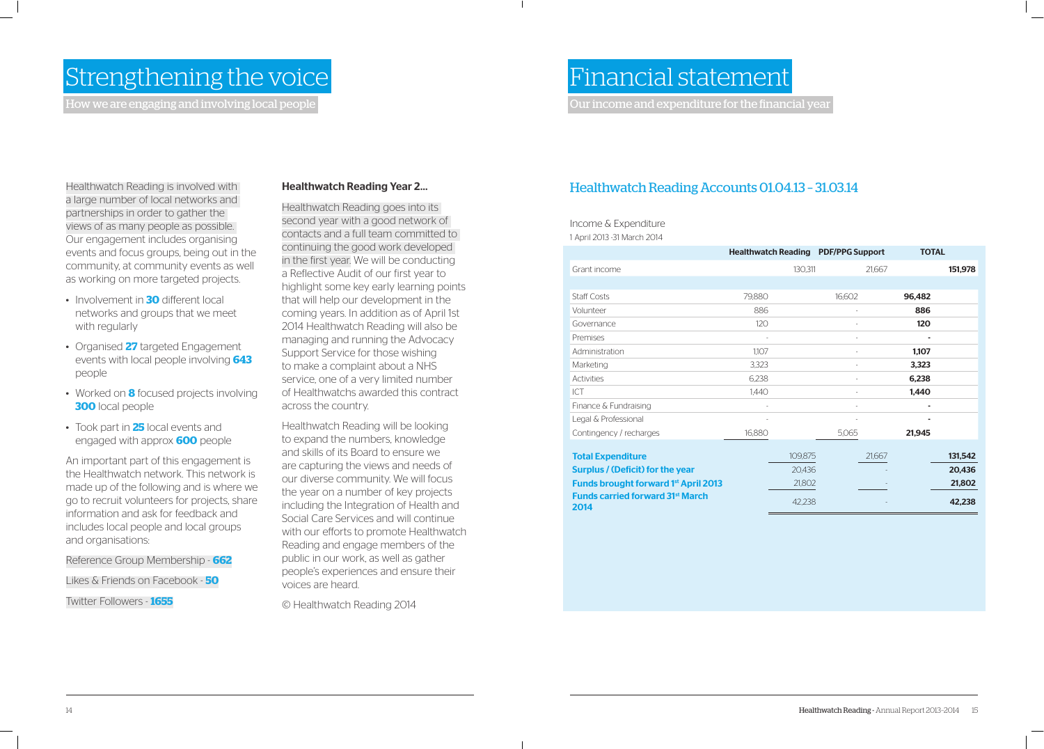# Strengthening the voice

How we are engaging and involving local people

Healthwatch Reading is involved with a large number of local networks and partnerships in order to gather the views of as many people as possible. Our engagement includes organising events and focus groups, being out in the community, at community events as well as working on more targeted projects.

- Involvement in **30** different local networks and groups that we meet with regularly
- Organised **27** targeted Engagement events with local people involving **643** people
- Worked on **8** focused projects involving **300** local people
- Took part in **25** local events and engaged with approx **600** people

An important part of this engagement is the Healthwatch network. This network is made up of the following and is where we go to recruit volunteers for projects, share information and ask for feedback and includes local people and local groups and organisations:

Reference Group Membership - **662**

Likes & Friends on Facebook - **50**

Twitter Followers - **1655**

**Healthwatch Reading Year 2...**

Healthwatch Reading goes into its second year with a good network of contacts and a full team committed to continuing the good work developed in the first year. We will be conducting a Reflective Audit of our first year to highlight some key early learning points that will help our development in the coming years. In addition as of April 1st 2014 Healthwatch Reading will also be managing and running the Advocacy Support Service for those wishing to make a complaint about a NHS service, one of a very limited number of Healthwatchs awarded this contract across the country.

Healthwatch Reading will be looking to expand the numbers, knowledge and skills of its Board to ensure we are capturing the views and needs of our diverse community. We will focus the year on a number of key projects including the Integration of Health and Social Care Services and will continue with our efforts to promote Healthwatch Reading and engage members of the public in our work, as well as gather people's experiences and ensure their voices are heard.

© Healthwatch Reading 2014

# Financial statement

Our income and expenditure for the financial year

## Healthwatch Reading Accounts 01.04.13 – 31.03.14

Income & Expenditure

1 April 2013 -31 March 2014

| | Healthwatch Reading | | PDF/PPG Support | | TOTAL |
|---|---|---|---|---|---|
| Grant income | | 130,311 | | 21,667 | **151,978** |
| Staff Costs | 79,880 | | 16,602 | | **96,482** |
| Volunteer | 886 | | - | | **886** |
| Governance | 120 | | - | | **120** |
| Premises | - | | - | | **-** |
| Administration | 1,107 | | - | | **1,107** |
| Marketing | 3,323 | | - | | **3,323** |
| Activities | 6,238 | | - | | **6,238** |
| ICT | 1,440 | | - | | **1,440** |
| Finance & Fundraising | - | | - | | **-** |
| Legal & Professional | - | | - | | **-** |
| Contingency / recharges | 16,880 | | 5,065 | | **21,945** |
| **Total Expenditure** | | 109,875 | | 21,667 | **131,542** |
| **Surplus / (Deficit) for the year** | | 20,436 | | - | **20,436** |
| **Funds brought forward 1st April 2013** | | 21,802 | | - | **21,802** |
| **Funds carried forward 31st March 2014** | | 42,238 | | - | **42,238** |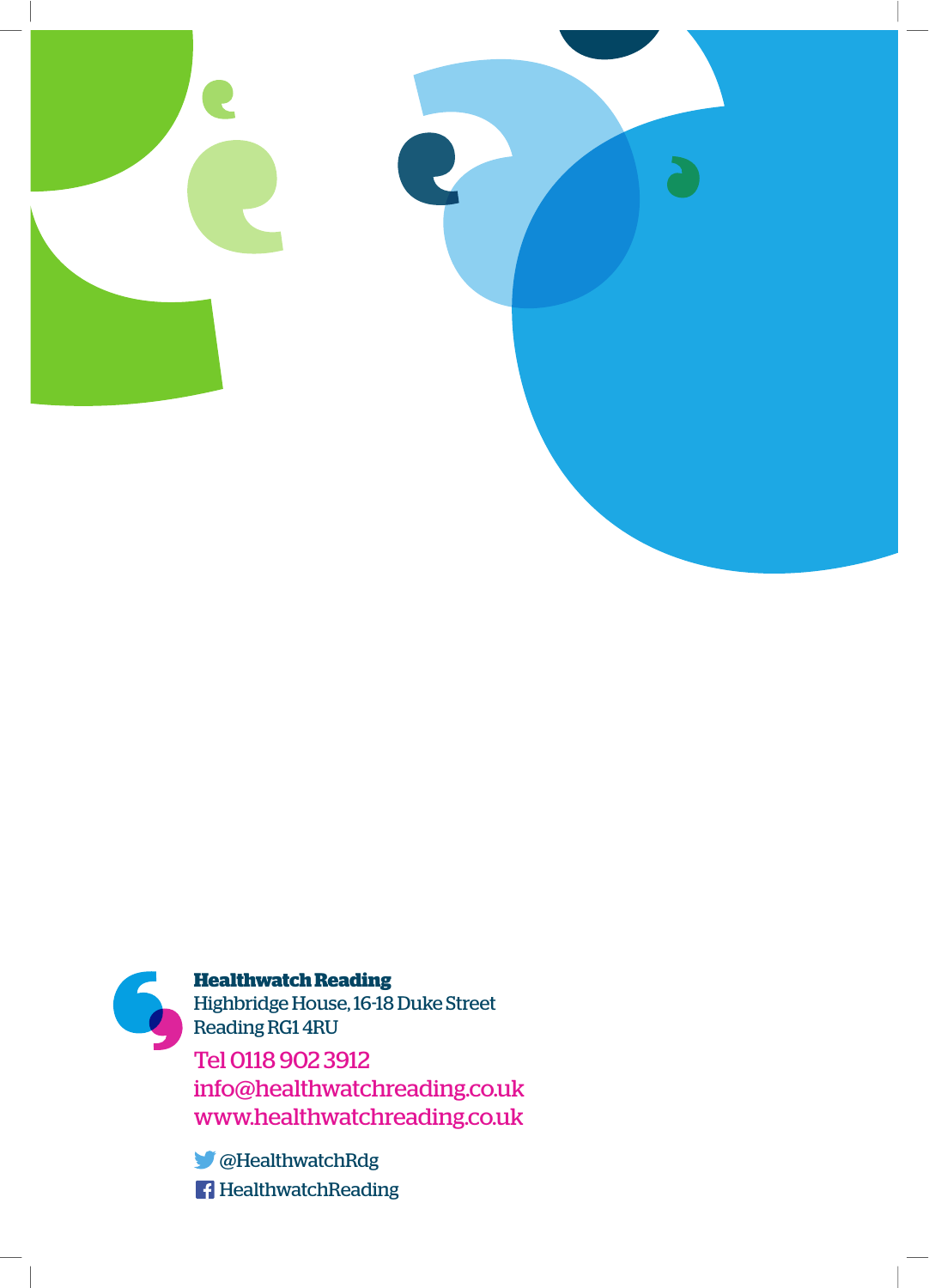**Healthwatch Reading**
Highbridge House, 16-18 Duke Street
Reading RG1 4RU

Tel 0118 902 3912
info@healthwatchreading.co.uk
www.healthwatchreading.co.uk

@HealthwatchRdg
HealthwatchReading